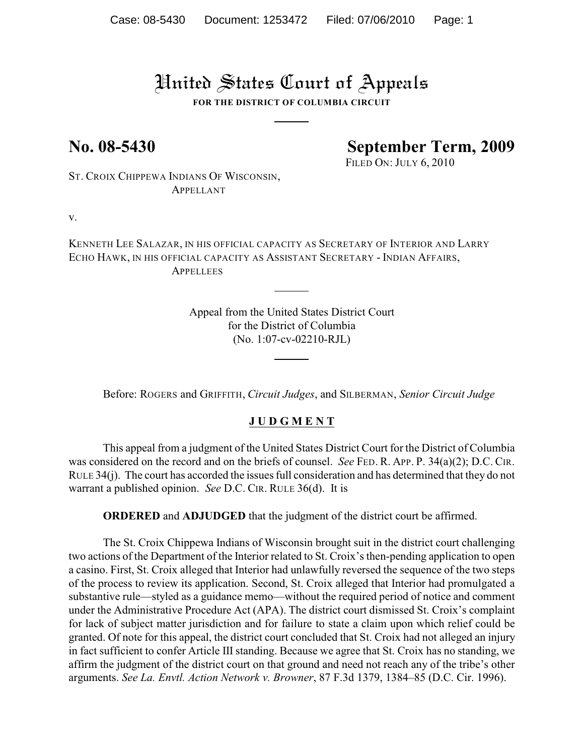# United States Court of Appeals

**FOR THE DISTRICT OF COLUMBIA CIRCUIT**

---

**No. 08-5430** **September Term, 2009**

FILED ON: JULY 6, 2010

ST. CROIX CHIPPEWA INDIANS OF WISCONSIN,
APPELLANT

v.

KENNETH LEE SALAZAR, IN HIS OFFICIAL CAPACITY AS SECRETARY OF INTERIOR AND LARRY ECHO HAWK, IN HIS OFFICIAL CAPACITY AS ASSISTANT SECRETARY - INDIAN AFFAIRS,
APPELLEES

---

Appeal from the United States District Court
for the District of Columbia
(No. 1:07-cv-02210-RJL)

---

Before: ROGERS and GRIFFITH, *Circuit Judges*, and SILBERMAN, *Senior Circuit Judge*

## J U D G M E N T

This appeal from a judgment of the United States District Court for the District of Columbia was considered on the record and on the briefs of counsel. *See* FED. R. APP. P. 34(a)(2); D.C. CIR. RULE 34(j). The court has accorded the issues full consideration and has determined that they do not warrant a published opinion. *See* D.C. CIR. RULE 36(d). It is

**ORDERED** and **ADJUDGED** that the judgment of the district court be affirmed.

The St. Croix Chippewa Indians of Wisconsin brought suit in the district court challenging two actions of the Department of the Interior related to St. Croix's then-pending application to open a casino. First, St. Croix alleged that Interior had unlawfully reversed the sequence of the two steps of the process to review its application. Second, St. Croix alleged that Interior had promulgated a substantive rule—styled as a guidance memo—without the required period of notice and comment under the Administrative Procedure Act (APA). The district court dismissed St. Croix's complaint for lack of subject matter jurisdiction and for failure to state a claim upon which relief could be granted. Of note for this appeal, the district court concluded that St. Croix had not alleged an injury in fact sufficient to confer Article III standing. Because we agree that St. Croix has no standing, we affirm the judgment of the district court on that ground and need not reach any of the tribe's other arguments. *See La. Envtl. Action Network v. Browner*, 87 F.3d 1379, 1384–85 (D.C. Cir. 1996).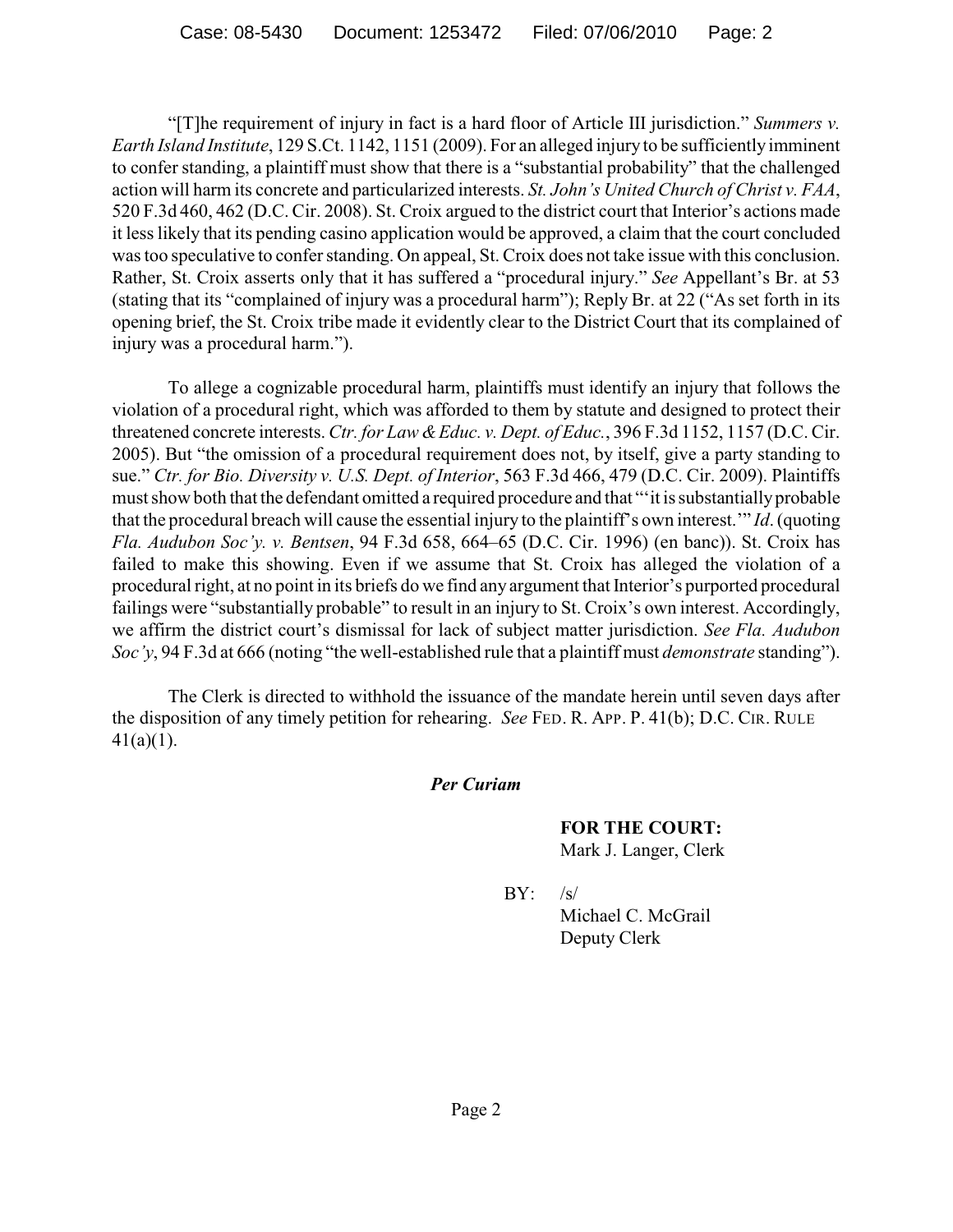"[T]he requirement of injury in fact is a hard floor of Article III jurisdiction." *Summers v. Earth Island Institute*, 129 S.Ct. 1142, 1151 (2009). For an alleged injury to be sufficiently imminent to confer standing, a plaintiff must show that there is a "substantial probability" that the challenged action will harm its concrete and particularized interests. *St. John's United Church of Christ v. FAA*, 520 F.3d 460, 462 (D.C. Cir. 2008). St. Croix argued to the district court that Interior's actions made it less likely that its pending casino application would be approved, a claim that the court concluded was too speculative to confer standing. On appeal, St. Croix does not take issue with this conclusion. Rather, St. Croix asserts only that it has suffered a "procedural injury." *See* Appellant's Br. at 53 (stating that its "complained of injury was a procedural harm"); Reply Br. at 22 ("As set forth in its opening brief, the St. Croix tribe made it evidently clear to the District Court that its complained of injury was a procedural harm.").

To allege a cognizable procedural harm, plaintiffs must identify an injury that follows the violation of a procedural right, which was afforded to them by statute and designed to protect their threatened concrete interests. *Ctr. for Law & Educ. v. Dept. of Educ.*, 396 F.3d 1152, 1157 (D.C. Cir. 2005). But "the omission of a procedural requirement does not, by itself, give a party standing to sue." *Ctr. for Bio. Diversity v. U.S. Dept. of Interior*, 563 F.3d 466, 479 (D.C. Cir. 2009). Plaintiffs must show both that the defendant omitted a required procedure and that "'it is substantially probable that the procedural breach will cause the essential injury to the plaintiff's own interest.'" *Id*. (quoting *Fla. Audubon Soc'y. v. Bentsen*, 94 F.3d 658, 664–65 (D.C. Cir. 1996) (en banc)). St. Croix has failed to make this showing. Even if we assume that St. Croix has alleged the violation of a procedural right, at no point in its briefs do we find any argument that Interior's purported procedural failings were "substantially probable" to result in an injury to St. Croix's own interest. Accordingly, we affirm the district court's dismissal for lack of subject matter jurisdiction. *See Fla. Audubon Soc'y*, 94 F.3d at 666 (noting "the well-established rule that a plaintiff must *demonstrate* standing").

The Clerk is directed to withhold the issuance of the mandate herein until seven days after the disposition of any timely petition for rehearing. *See* FED. R. APP. P. 41(b); D.C. CIR. RULE 41(a)(1).

***Per Curiam***

**FOR THE COURT:**
Mark J. Langer, Clerk

BY: /s/
Michael C. McGrail
Deputy Clerk